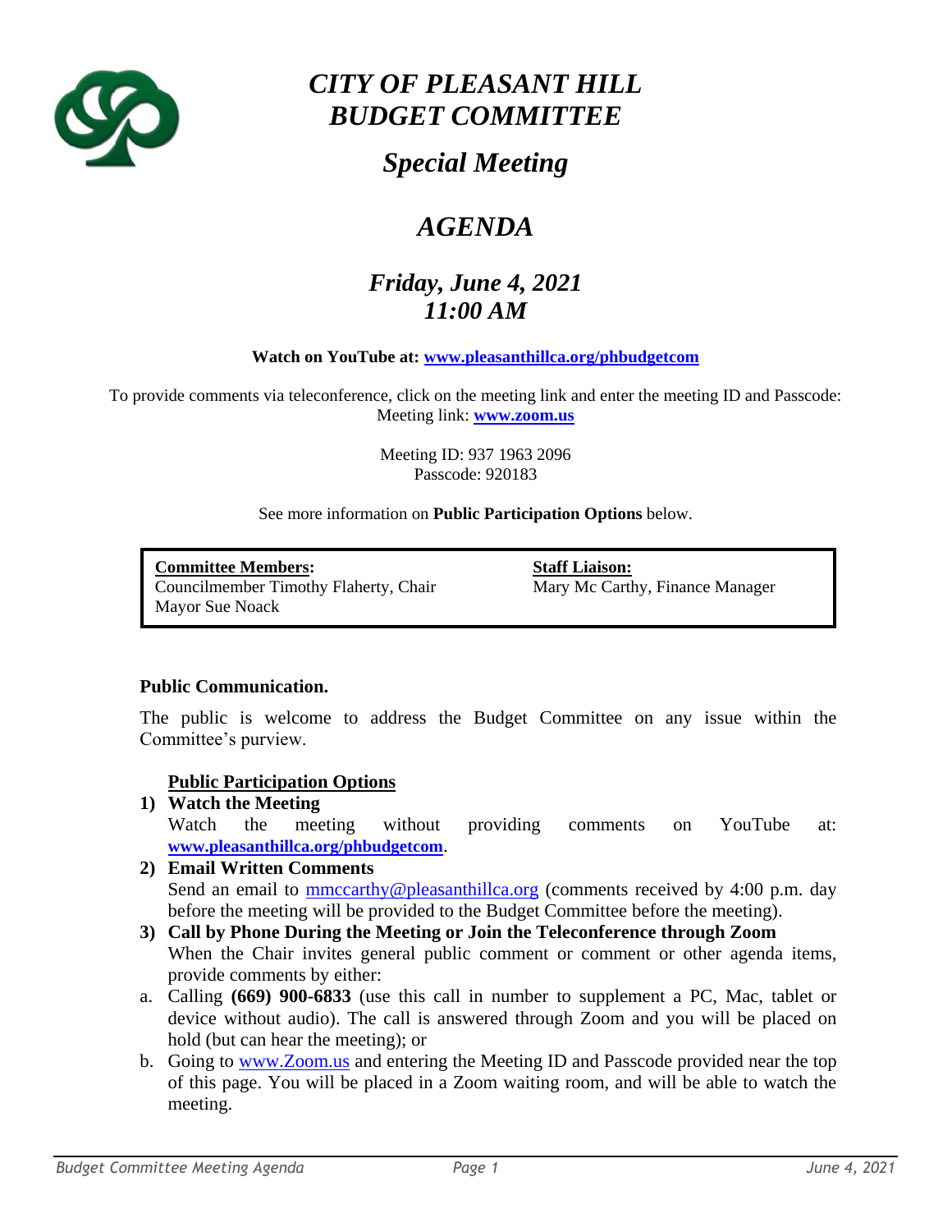# *CITY OF PLEASANT HILL BUDGET COMMITTEE*

## *Special Meeting*

## *AGENDA*

### *Friday, June 4, 2021*
### *11:00 AM*

**Watch on YouTube at: www.pleasanthillca.org/phbudgetcom**

To provide comments via teleconference, click on the meeting link and enter the meeting ID and Passcode:
Meeting link: **www.zoom.us**

Meeting ID: 937 1963 2096
Passcode: 920183

See more information on **Public Participation Options** below.

| **Committee Members:** | **Staff Liaison:** |
|---|---|
| Councilmember Timothy Flaherty, Chair | Mary Mc Carthy, Finance Manager |
| Mayor Sue Noack | |

**Public Communication.**

The public is welcome to address the Budget Committee on any issue within the Committee's purview.

**Public Participation Options**

1) **Watch the Meeting**
   Watch the meeting without providing comments on YouTube at: **www.pleasanthillca.org/phbudgetcom**.
2) **Email Written Comments**
   Send an email to mmccarthy@pleasanthillca.org (comments received by 4:00 p.m. day before the meeting will be provided to the Budget Committee before the meeting).
3) **Call by Phone During the Meeting or Join the Teleconference through Zoom**
   When the Chair invites general public comment or comment or other agenda items, provide comments by either:

a. Calling **(669) 900-6833** (use this call in number to supplement a PC, Mac, tablet or device without audio). The call is answered through Zoom and you will be placed on hold (but can hear the meeting); or

b. Going to www.Zoom.us and entering the Meeting ID and Passcode provided near the top of this page. You will be placed in a Zoom waiting room, and will be able to watch the meeting.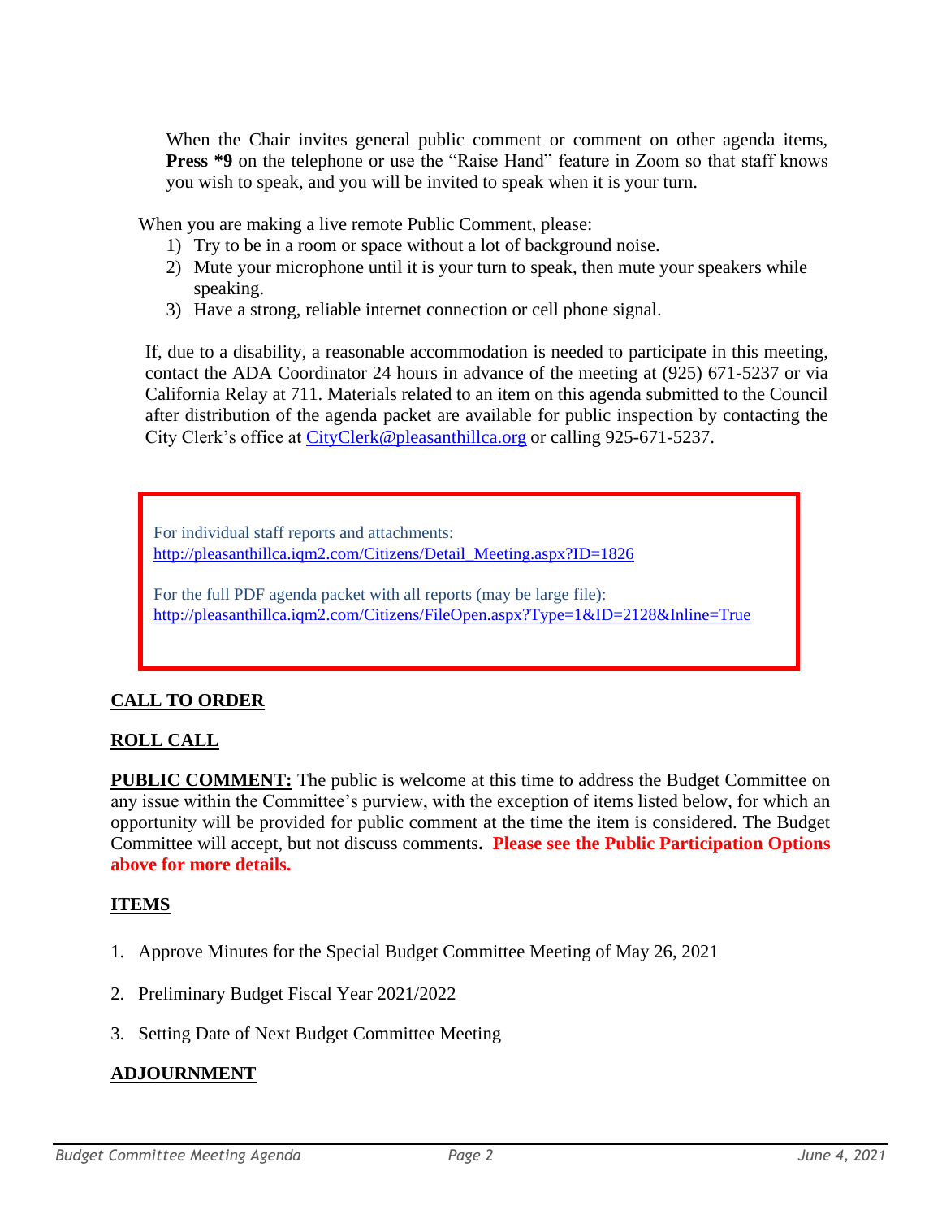When the Chair invites general public comment or comment on other agenda items, **Press *9** on the telephone or use the "Raise Hand" feature in Zoom so that staff knows you wish to speak, and you will be invited to speak when it is your turn.

When you are making a live remote Public Comment, please:

1) Try to be in a room or space without a lot of background noise.
2) Mute your microphone until it is your turn to speak, then mute your speakers while speaking.
3) Have a strong, reliable internet connection or cell phone signal.

If, due to a disability, a reasonable accommodation is needed to participate in this meeting, contact the ADA Coordinator 24 hours in advance of the meeting at (925) 671-5237 or via California Relay at 711. Materials related to an item on this agenda submitted to the Council after distribution of the agenda packet are available for public inspection by contacting the City Clerk's office at [CityClerk@pleasanthillca.org](mailto:CityClerk@pleasanthillca.org) or calling 925-671-5237.

For individual staff reports and attachments:
[http://pleasanthillca.iqm2.com/Citizens/Detail_Meeting.aspx?ID=1826](http://pleasanthillca.iqm2.com/Citizens/Detail_Meeting.aspx?ID=1826)

For the full PDF agenda packet with all reports (may be large file):
[http://pleasanthillca.iqm2.com/Citizens/FileOpen.aspx?Type=1&ID=2128&Inline=True](http://pleasanthillca.iqm2.com/Citizens/FileOpen.aspx?Type=1&ID=2128&Inline=True)

## CALL TO ORDER

## ROLL CALL

**PUBLIC COMMENT:** The public is welcome at this time to address the Budget Committee on any issue within the Committee's purview, with the exception of items listed below, for which an opportunity will be provided for public comment at the time the item is considered. The Budget Committee will accept, but not discuss comments**. Please see the Public Participation Options above for more details.**

## ITEMS

1. Approve Minutes for the Special Budget Committee Meeting of May 26, 2021
2. Preliminary Budget Fiscal Year 2021/2022
3. Setting Date of Next Budget Committee Meeting

## ADJOURNMENT